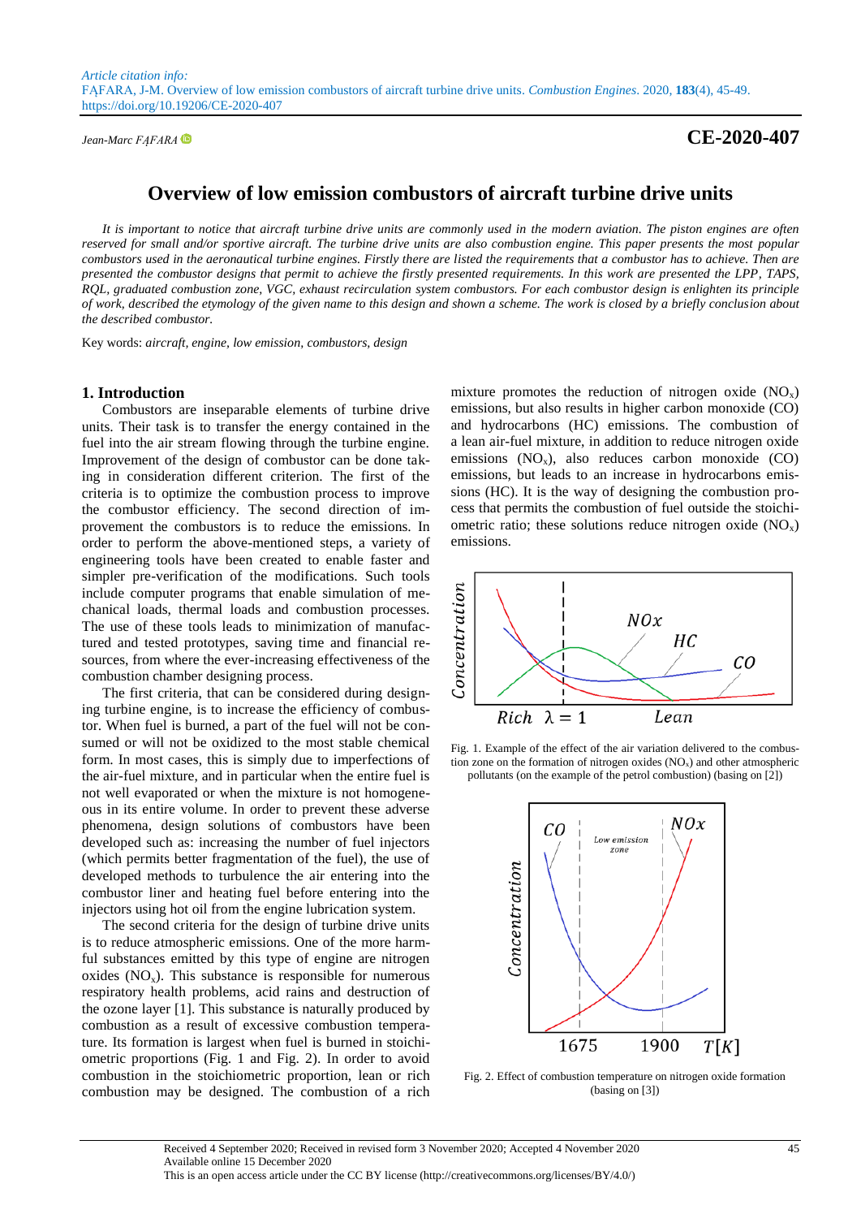*Article citation info:*
FĄFARA, J-M. Overview of low emission combustors of aircraft turbine drive units. *Combustion Engines*. 2020, **183**(4), 45-49. https://doi.org/10.19206/CE-2020-407

*Jean-Marc FĄFARA*

**CE-2020-407**

# Overview of low emission combustors of aircraft turbine drive units

*It is important to notice that aircraft turbine drive units are commonly used in the modern aviation. The piston engines are often reserved for small and/or sportive aircraft. The turbine drive units are also combustion engine. This paper presents the most popular combustors used in the aeronautical turbine engines. Firstly there are listed the requirements that a combustor has to achieve. Then are presented the combustor designs that permit to achieve the firstly presented requirements. In this work are presented the LPP, TAPS, RQL, graduated combustion zone, VGC, exhaust recirculation system combustors. For each combustor design is enlighten its principle of work, described the etymology of the given name to this design and shown a scheme. The work is closed by a briefly conclusion about the described combustor.*

Key words: *aircraft, engine, low emission, combustors, design*

## 1. Introduction

Combustors are inseparable elements of turbine drive units. Their task is to transfer the energy contained in the fuel into the air stream flowing through the turbine engine. Improvement of the design of combustor can be done taking in consideration different criterion. The first of the criteria is to optimize the combustion process to improve the combustor efficiency. The second direction of improvement the combustors is to reduce the emissions. In order to perform the above-mentioned steps, a variety of engineering tools have been created to enable faster and simpler pre-verification of the modifications. Such tools include computer programs that enable simulation of mechanical loads, thermal loads and combustion processes. The use of these tools leads to minimization of manufactured and tested prototypes, saving time and financial resources, from where the ever-increasing effectiveness of the combustion chamber designing process.

The first criteria, that can be considered during designing turbine engine, is to increase the efficiency of combustor. When fuel is burned, a part of the fuel will not be consumed or will not be oxidized to the most stable chemical form. In most cases, this is simply due to imperfections of the air-fuel mixture, and in particular when the entire fuel is not well evaporated or when the mixture is not homogeneous in its entire volume. In order to prevent these adverse phenomena, design solutions of combustors have been developed such as: increasing the number of fuel injectors (which permits better fragmentation of the fuel), the use of developed methods to turbulence the air entering into the combustor liner and heating fuel before entering into the injectors using hot oil from the engine lubrication system.

The second criteria for the design of turbine drive units is to reduce atmospheric emissions. One of the more harmful substances emitted by this type of engine are nitrogen oxides ($NO_x$). This substance is responsible for numerous respiratory health problems, acid rains and destruction of the ozone layer [1]. This substance is naturally produced by combustion as a result of excessive combustion temperature. Its formation is largest when fuel is burned in stoichiometric proportions (Fig. 1 and Fig. 2). In order to avoid combustion in the stoichiometric proportion, lean or rich combustion may be designed. The combustion of a rich mixture promotes the reduction of nitrogen oxide ($NO_x$) emissions, but also results in higher carbon monoxide (CO) and hydrocarbons (HC) emissions. The combustion of a lean air-fuel mixture, in addition to reduce nitrogen oxide emissions ($NO_x$), also reduces carbon monoxide (CO) emissions, but leads to an increase in hydrocarbons emissions (HC). It is the way of designing the combustion process that permits the combustion of fuel outside the stoichiometric ratio; these solutions reduce nitrogen oxide ($NO_x$) emissions.

Fig. 1. Example of the effect of the air variation delivered to the combustion zone on the formation of nitrogen oxides ($NO_x$) and other atmospheric pollutants (on the example of the petrol combustion) (basing on [2])

Fig. 2. Effect of combustion temperature on nitrogen oxide formation (basing on [3])

Received 4 September 2020; Received in revised form 3 November 2020; Accepted 4 November 2020
Available online 15 December 2020
This is an open access article under the CC BY license (http://creativecommons.org/licenses/BY/4.0/)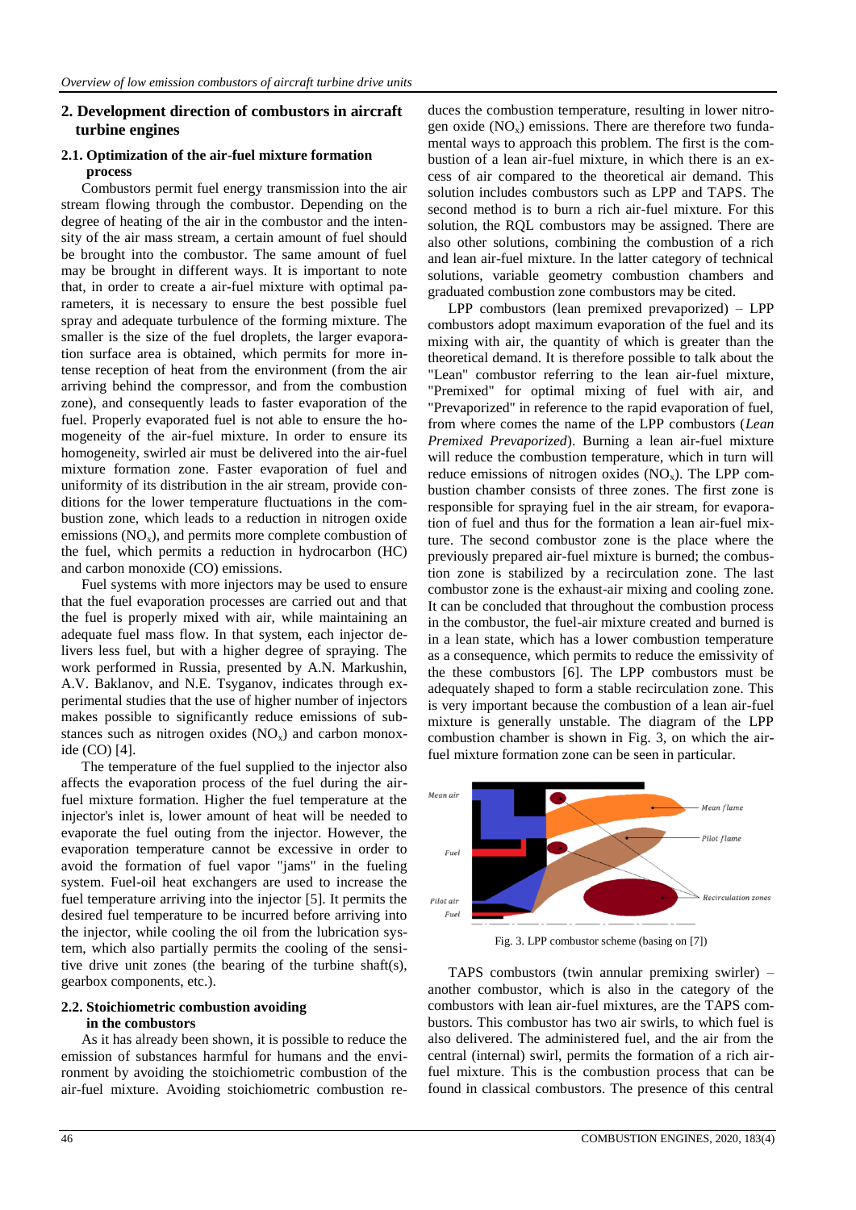## 2. Development direction of combustors in aircraft turbine engines

### 2.1. Optimization of the air-fuel mixture formation process

Combustors permit fuel energy transmission into the air stream flowing through the combustor. Depending on the degree of heating of the air in the combustor and the intensity of the air mass stream, a certain amount of fuel should be brought into the combustor. The same amount of fuel may be brought in different ways. It is important to note that, in order to create a air-fuel mixture with optimal parameters, it is necessary to ensure the best possible fuel spray and adequate turbulence of the forming mixture. The smaller is the size of the fuel droplets, the larger evaporation surface area is obtained, which permits for more intense reception of heat from the environment (from the air arriving behind the compressor, and from the combustion zone), and consequently leads to faster evaporation of the fuel. Properly evaporated fuel is not able to ensure the homogeneity of the air-fuel mixture. In order to ensure its homogeneity, swirled air must be delivered into the air-fuel mixture formation zone. Faster evaporation of fuel and uniformity of its distribution in the air stream, provide conditions for the lower temperature fluctuations in the combustion zone, which leads to a reduction in nitrogen oxide emissions ($NO_x$), and permits more complete combustion of the fuel, which permits a reduction in hydrocarbon (HC) and carbon monoxide (CO) emissions.

Fuel systems with more injectors may be used to ensure that the fuel evaporation processes are carried out and that the fuel is properly mixed with air, while maintaining an adequate fuel mass flow. In that system, each injector delivers less fuel, but with a higher degree of spraying. The work performed in Russia, presented by A.N. Markushin, A.V. Baklanov, and N.E. Tsyganov, indicates through experimental studies that the use of higher number of injectors makes possible to significantly reduce emissions of substances such as nitrogen oxides ($NO_x$) and carbon monoxide (CO) [4].

The temperature of the fuel supplied to the injector also affects the evaporation process of the fuel during the air-fuel mixture formation. Higher the fuel temperature at the injector's inlet is, lower amount of heat will be needed to evaporate the fuel outing from the injector. However, the evaporation temperature cannot be excessive in order to avoid the formation of fuel vapor "jams" in the fueling system. Fuel-oil heat exchangers are used to increase the fuel temperature arriving into the injector [5]. It permits the desired fuel temperature to be incurred before arriving into the injector, while cooling the oil from the lubrication system, which also partially permits the cooling of the sensitive drive unit zones (the bearing of the turbine shaft(s), gearbox components, etc.).

### 2.2. Stoichiometric combustion avoiding in the combustors

As it has already been shown, it is possible to reduce the emission of substances harmful for humans and the environment by avoiding the stoichiometric combustion of the air-fuel mixture. Avoiding stoichiometric combustion reduces the combustion temperature, resulting in lower nitrogen oxide ($NO_x$) emissions. There are therefore two fundamental ways to approach this problem. The first is the combustion of a lean air-fuel mixture, in which there is an excess of air compared to the theoretical air demand. This solution includes combustors such as LPP and TAPS. The second method is to burn a rich air-fuel mixture. For this solution, the RQL combustors may be assigned. There are also other solutions, combining the combustion of a rich and lean air-fuel mixture. In the latter category of technical solutions, variable geometry combustion chambers and graduated combustion zone combustors may be cited.

LPP combustors (lean premixed prevaporized) – LPP combustors adopt maximum evaporation of the fuel and its mixing with air, the quantity of which is greater than the theoretical demand. It is therefore possible to talk about the "Lean" combustor referring to the lean air-fuel mixture, "Premixed" for optimal mixing of fuel with air, and "Prevaporized" in reference to the rapid evaporation of fuel, from where comes the name of the LPP combustors (*Lean Premixed Prevaporized*). Burning a lean air-fuel mixture will reduce the combustion temperature, which in turn will reduce emissions of nitrogen oxides ($NO_x$). The LPP combustion chamber consists of three zones. The first zone is responsible for spraying fuel in the air stream, for evaporation of fuel and thus for the formation a lean air-fuel mixture. The second combustor zone is the place where the previously prepared air-fuel mixture is burned; the combustion zone is stabilized by a recirculation zone. The last combustor zone is the exhaust-air mixing and cooling zone. It can be concluded that throughout the combustion process in the combustor, the fuel-air mixture created and burned is in a lean state, which has a lower combustion temperature as a consequence, which permits to reduce the emissivity of the these combustors [6]. The LPP combustors must be adequately shaped to form a stable recirculation zone. This is very important because the combustion of a lean air-fuel mixture is generally unstable. The diagram of the LPP combustion chamber is shown in Fig. 3, on which the air-fuel mixture formation zone can be seen in particular.

Fig. 3. LPP combustor scheme (basing on [7])

TAPS combustors (twin annular premixing swirler) – another combustor, which is also in the category of the combustors with lean air-fuel mixtures, are the TAPS combustors. This combustor has two air swirls, to which fuel is also delivered. The administered fuel, and the air from the central (internal) swirl, permits the formation of a rich air-fuel mixture. This is the combustion process that can be found in classical combustors. The presence of this central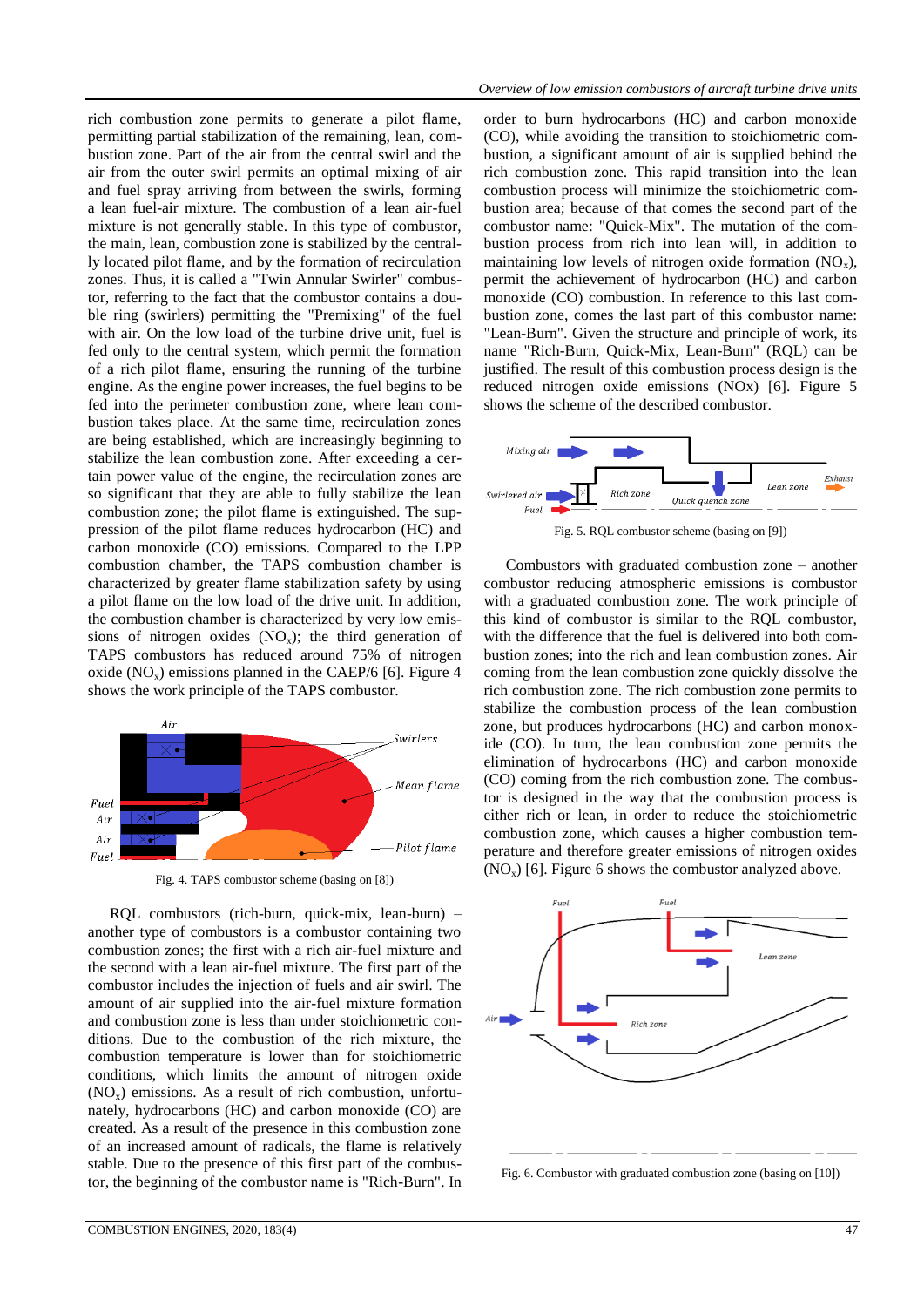rich combustion zone permits to generate a pilot flame, permitting partial stabilization of the remaining, lean, combustion zone. Part of the air from the central swirl and the air from the outer swirl permits an optimal mixing of air and fuel spray arriving from between the swirls, forming a lean fuel-air mixture. The combustion of a lean air-fuel mixture is not generally stable. In this type of combustor, the main, lean, combustion zone is stabilized by the centrally located pilot flame, and by the formation of recirculation zones. Thus, it is called a "Twin Annular Swirler" combustor, referring to the fact that the combustor contains a double ring (swirlers) permitting the "Premixing" of the fuel with air. On the low load of the turbine drive unit, fuel is fed only to the central system, which permit the formation of a rich pilot flame, ensuring the running of the turbine engine. As the engine power increases, the fuel begins to be fed into the perimeter combustion zone, where lean combustion takes place. At the same time, recirculation zones are being established, which are increasingly beginning to stabilize the lean combustion zone. After exceeding a certain power value of the engine, the recirculation zones are so significant that they are able to fully stabilize the lean combustion zone; the pilot flame is extinguished. The suppression of the pilot flame reduces hydrocarbon (HC) and carbon monoxide (CO) emissions. Compared to the LPP combustion chamber, the TAPS combustion chamber is characterized by greater flame stabilization safety by using a pilot flame on the low load of the drive unit. In addition, the combustion chamber is characterized by very low emissions of nitrogen oxides ($NO_x$); the third generation of TAPS combustors has reduced around 75% of nitrogen oxide ($NO_x$) emissions planned in the CAEP/6 [6]. Figure 4 shows the work principle of the TAPS combustor.

Fig. 4. TAPS combustor scheme (basing on [8])

RQL combustors (rich-burn, quick-mix, lean-burn) – another type of combustors is a combustor containing two combustion zones; the first with a rich air-fuel mixture and the second with a lean air-fuel mixture. The first part of the combustor includes the injection of fuels and air swirl. The amount of air supplied into the air-fuel mixture formation and combustion zone is less than under stoichiometric conditions. Due to the combustion of the rich mixture, the combustion temperature is lower than for stoichiometric conditions, which limits the amount of nitrogen oxide ($NO_x$) emissions. As a result of rich combustion, unfortunately, hydrocarbons (HC) and carbon monoxide (CO) are created. As a result of the presence in this combustion zone of an increased amount of radicals, the flame is relatively stable. Due to the presence of this first part of the combustor, the beginning of the combustor name is "Rich-Burn". In order to burn hydrocarbons (HC) and carbon monoxide (CO), while avoiding the transition to stoichiometric combustion, a significant amount of air is supplied behind the rich combustion zone. This rapid transition into the lean combustion process will minimize the stoichiometric combustion area; because of that comes the second part of the combustor name: "Quick-Mix". The mutation of the combustion process from rich into lean will, in addition to maintaining low levels of nitrogen oxide formation ($NO_x$), permit the achievement of hydrocarbon (HC) and carbon monoxide (CO) combustion. In reference to this last combustion zone, comes the last part of this combustor name: "Lean-Burn". Given the structure and principle of work, its name "Rich-Burn, Quick-Mix, Lean-Burn" (RQL) can be justified. The result of this combustion process design is the reduced nitrogen oxide emissions (NOx) [6]. Figure 5 shows the scheme of the described combustor.

Fig. 5. RQL combustor scheme (basing on [9])

Combustors with graduated combustion zone – another combustor reducing atmospheric emissions is combustor with a graduated combustion zone. The work principle of this kind of combustor is similar to the RQL combustor, with the difference that the fuel is delivered into both combustion zones; into the rich and lean combustion zones. Air coming from the lean combustion zone quickly dissolve the rich combustion zone. The rich combustion zone permits to stabilize the combustion process of the lean combustion zone, but produces hydrocarbons (HC) and carbon monoxide (CO). In turn, the lean combustion zone permits the elimination of hydrocarbons (HC) and carbon monoxide (CO) coming from the rich combustion zone. The combustor is designed in the way that the combustion process is either rich or lean, in order to reduce the stoichiometric combustion zone, which causes a higher combustion temperature and therefore greater emissions of nitrogen oxides ($NO_x$) [6]. Figure 6 shows the combustor analyzed above.

Fig. 6. Combustor with graduated combustion zone (basing on [10])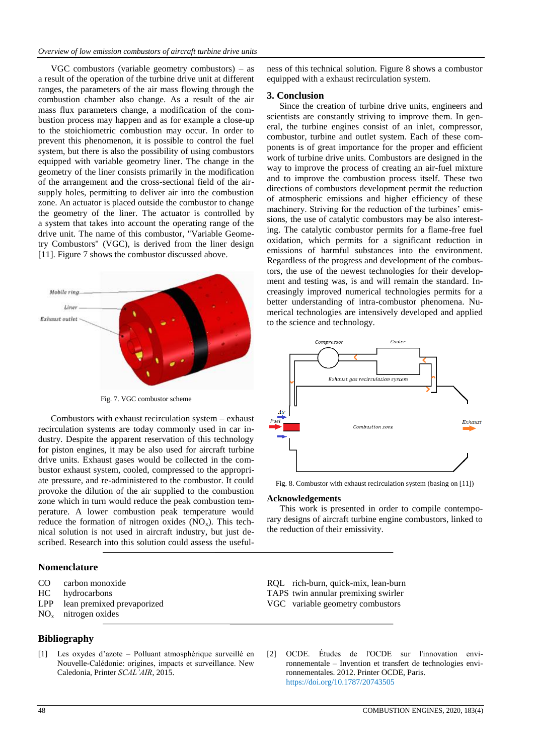VGC combustors (variable geometry combustors) – as a result of the operation of the turbine drive unit at different ranges, the parameters of the air mass flowing through the combustion chamber also change. As a result of the air mass flux parameters change, a modification of the combustion process may happen and as for example a close-up to the stoichiometric combustion may occur. In order to prevent this phenomenon, it is possible to control the fuel system, but there is also the possibility of using combustors equipped with variable geometry liner. The change in the geometry of the liner consists primarily in the modification of the arrangement and the cross-sectional field of the air-supply holes, permitting to deliver air into the combustion zone. An actuator is placed outside the combustor to change the geometry of the liner. The actuator is controlled by a system that takes into account the operating range of the drive unit. The name of this combustor, "Variable Geometry Combustors" (VGC), is derived from the liner design [11]. Figure 7 shows the combustor discussed above.

Fig. 7. VGC combustor scheme

Combustors with exhaust recirculation system – exhaust recirculation systems are today commonly used in car industry. Despite the apparent reservation of this technology for piston engines, it may be also used for aircraft turbine drive units. Exhaust gases would be collected in the combustor exhaust system, cooled, compressed to the appropriate pressure, and re-administered to the combustor. It could provoke the dilution of the air supplied to the combustion zone which in turn would reduce the peak combustion temperature. A lower combustion peak temperature would reduce the formation of nitrogen oxides ($NO_x$). This technical solution is not used in aircraft industry, but just described. Research into this solution could assess the usefulness of this technical solution. Figure 8 shows a combustor equipped with a exhaust recirculation system.

## 3. Conclusion

Since the creation of turbine drive units, engineers and scientists are constantly striving to improve them. In general, the turbine engines consist of an inlet, compressor, combustor, turbine and outlet system. Each of these components is of great importance for the proper and efficient work of turbine drive units. Combustors are designed in the way to improve the process of creating an air-fuel mixture and to improve the combustion process itself. These two directions of combustors development permit the reduction of atmospheric emissions and higher efficiency of these machinery. Striving for the reduction of the turbines' emissions, the use of catalytic combustors may be also interesting. The catalytic combustor permits for a flame-free fuel oxidation, which permits for a significant reduction in emissions of harmful substances into the environment. Regardless of the progress and development of the combustors, the use of the newest technologies for their development and testing was, is and will remain the standard. Increasingly improved numerical technologies permits for a better understanding of intra-combustor phenomena. Numerical technologies are intensively developed and applied to the science and technology.

Fig. 8. Combustor with exhaust recirculation system (basing on [11])

## Acknowledgements

This work is presented in order to compile contemporary designs of aircraft turbine engine combustors, linked to the reduction of their emissivity.

## Nomenclature

| | |
|---|---|
| CO | carbon monoxide |
| HC | hydrocarbons |
| LPP | lean premixed prevaporized |
| $NO_x$ | nitrogen oxides |
| RQL | rich-burn, quick-mix, lean-burn |
| TAPS | twin annular premixing swirler |
| VGC | variable geometry combustors |

## Bibliography

[1] Les oxydes d'azote – Polluant atmosphérique surveillé en Nouvelle-Calédonie: origines, impacts et surveillance. New Caledonia, Printer *SCAL'AIR*, 2015.

[2] OCDE. Études de l'OCDE sur l'innovation environnementale – Invention et transfert de technologies environnementales. 2012. Printer OCDE, Paris. https://doi.org/10.1787/20743505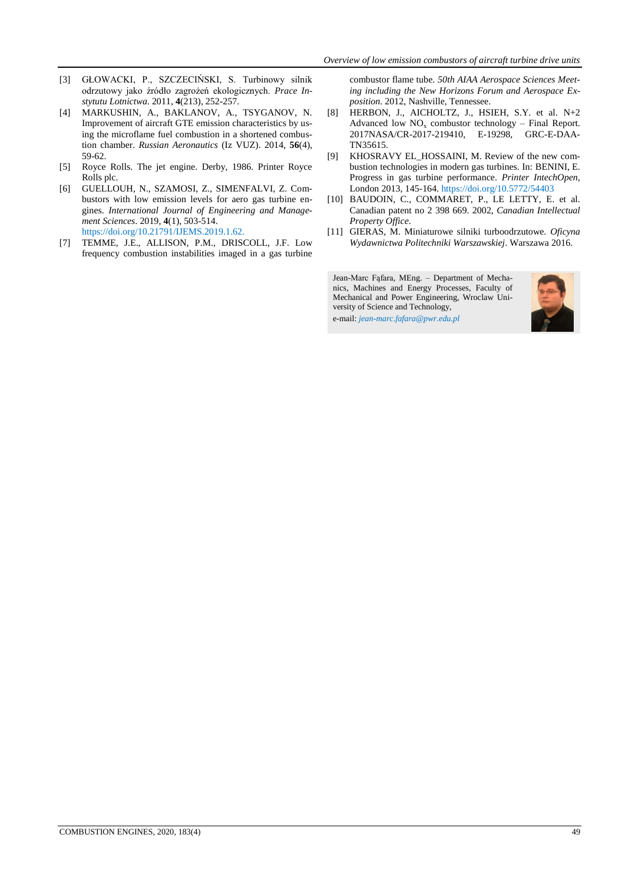[3] GŁOWACKI, P., SZCZECIŃSKI, S. Turbinowy silnik odrzutowy jako źródło zagrożeń ekologicznych. *Prace Instytutu Lotnictwa*. 2011, **4**(213), 252-257.

[4] MARKUSHIN, A., BAKLANOV, A., TSYGANOV, N. Improvement of aircraft GTE emission characteristics by using the microflame fuel combustion in a shortened combustion chamber. *Russian Aeronautics* (Iz VUZ). 2014, **56**(4), 59-62.

[5] Royce Rolls. The jet engine. Derby, 1986. Printer Royce Rolls plc.

[6] GUELLOUH, N., SZAMOSI, Z., SIMENFALVI, Z. Combustors with low emission levels for aero gas turbine engines. *International Journal of Engineering and Management Sciences*. 2019, **4**(1), 503-514. https://doi.org/10.21791/IJEMS.2019.1.62.

[7] TEMME, J.E., ALLISON, P.M., DRISCOLL, J.F. Low frequency combustion instabilities imaged in a gas turbine combustor flame tube. *50th AIAA Aerospace Sciences Meeting including the New Horizons Forum and Aerospace Exposition*. 2012, Nashville, Tennessee.

[8] HERBON, J., AICHOLTZ, J., HSIEH, S.Y. et al. N+2 Advanced low $NO_x$ combustor technology – Final Report. 2017NASA/CR-2017-219410, E-19298, GRC-E-DAA-TN35615.

[9] KHOSRAVY EL_HOSSAINI, M. Review of the new combustion technologies in modern gas turbines. In: BENINI, E. Progress in gas turbine performance. *Printer IntechOpen*, London 2013, 145-164. https://doi.org/10.5772/54403

[10] BAUDOIN, C., COMMARET, P., LE LETTY, E. et al. Canadian patent no 2 398 669. 2002, *Canadian Intellectual Property Office*.

[11] GIERAS, M. Miniaturowe silniki turboodrzutowe. *Oficyna Wydawnictwa Politechniki Warszawskiej*. Warszawa 2016.

Jean-Marc Fąfara, MEng. – Department of Mechanics, Machines and Energy Processes, Faculty of Mechanical and Power Engineering, Wroclaw University of Science and Technology,
e-mail: *jean-marc.fafara@pwr.edu.pl*